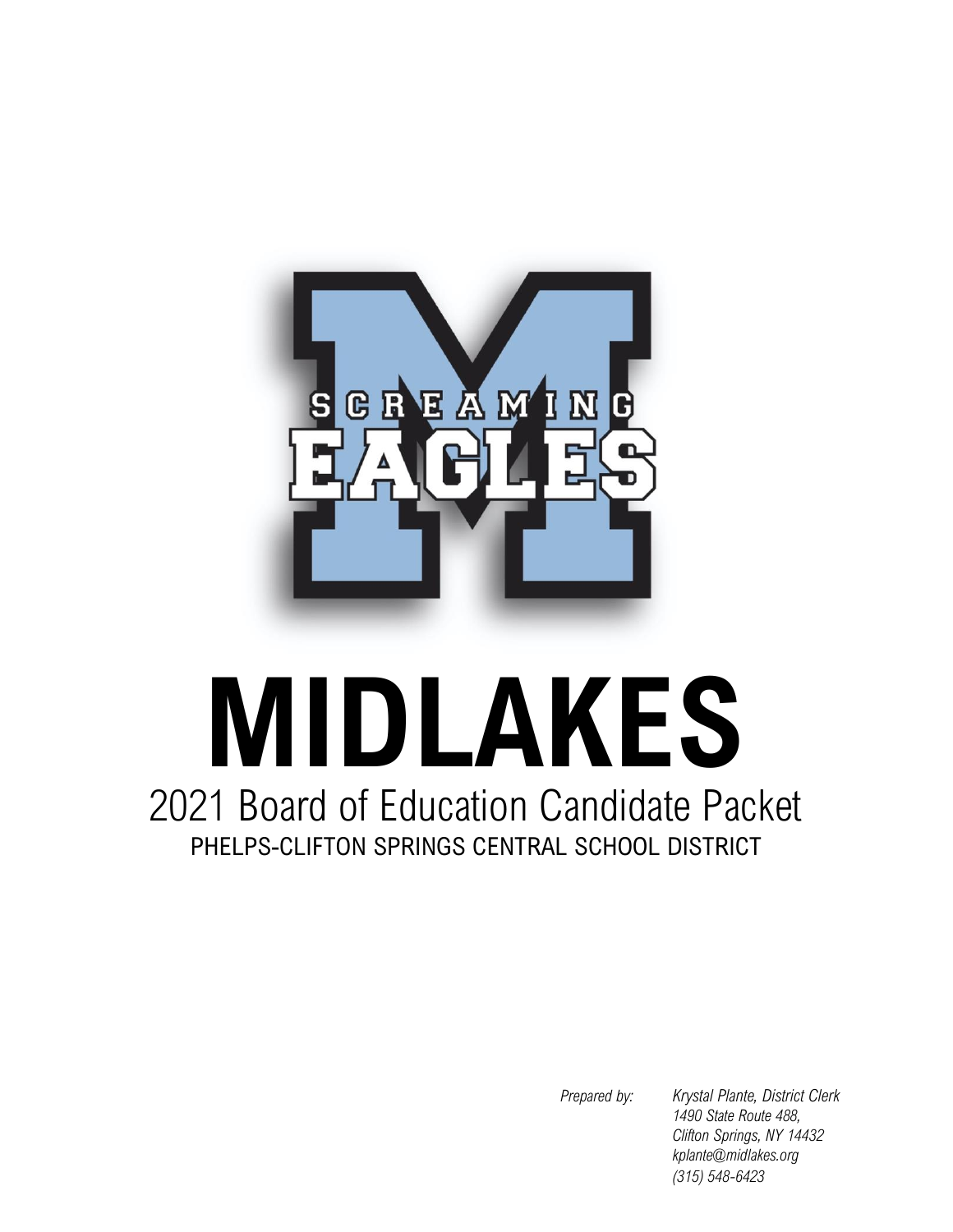# MIDLAKES

## 2021 Board of Education Candidate Packet

PHELPS-CLIFTON SPRINGS CENTRAL SCHOOL DISTRICT

*Prepared by:* *Krystal Plante, District Clerk*
*1490 State Route 488,*
*Clifton Springs, NY 14432*
*kplante@midlakes.org*
*(315) 548-6423*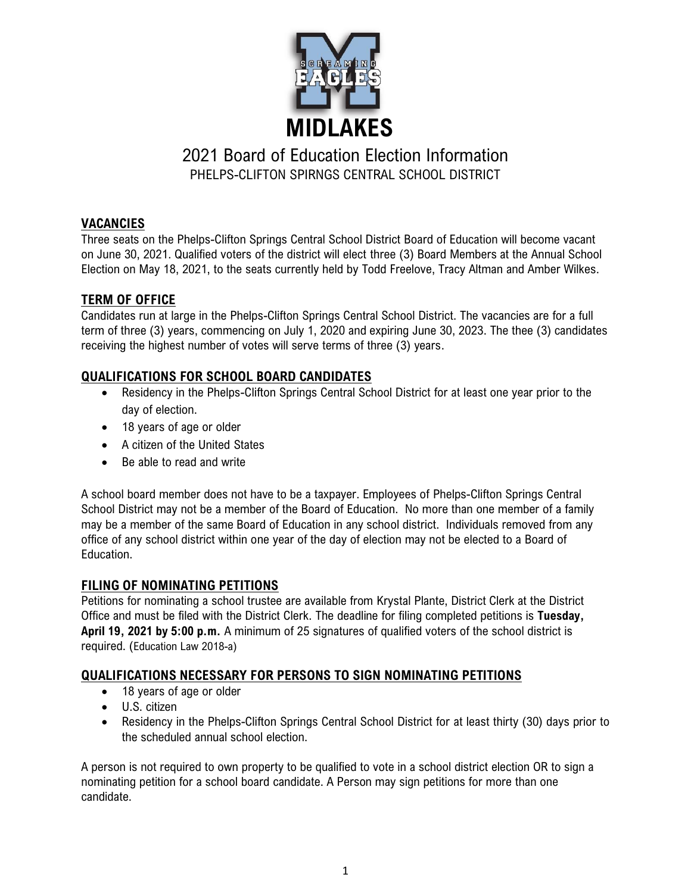# MIDLAKES

## 2021 Board of Education Election Information

PHELPS-CLIFTON SPIRNGS CENTRAL SCHOOL DISTRICT

### VACANCIES

Three seats on the Phelps-Clifton Springs Central School District Board of Education will become vacant on June 30, 2021. Qualified voters of the district will elect three (3) Board Members at the Annual School Election on May 18, 2021, to the seats currently held by Todd Freelove, Tracy Altman and Amber Wilkes.

### TERM OF OFFICE

Candidates run at large in the Phelps-Clifton Springs Central School District. The vacancies are for a full term of three (3) years, commencing on July 1, 2020 and expiring June 30, 2023. The thee (3) candidates receiving the highest number of votes will serve terms of three (3) years.

### QUALIFICATIONS FOR SCHOOL BOARD CANDIDATES

- Residency in the Phelps-Clifton Springs Central School District for at least one year prior to the day of election.
- 18 years of age or older
- A citizen of the United States
- Be able to read and write

A school board member does not have to be a taxpayer. Employees of Phelps-Clifton Springs Central School District may not be a member of the Board of Education. No more than one member of a family may be a member of the same Board of Education in any school district. Individuals removed from any office of any school district within one year of the day of election may not be elected to a Board of Education.

### FILING OF NOMINATING PETITIONS

Petitions for nominating a school trustee are available from Krystal Plante, District Clerk at the District Office and must be filed with the District Clerk. The deadline for filing completed petitions is **Tuesday, April 19, 2021 by 5:00 p.m.** A minimum of 25 signatures of qualified voters of the school district is required. (Education Law 2018-a)

### QUALIFICATIONS NECESSARY FOR PERSONS TO SIGN NOMINATING PETITIONS

- 18 years of age or older
- U.S. citizen
- Residency in the Phelps-Clifton Springs Central School District for at least thirty (30) days prior to the scheduled annual school election.

A person is not required to own property to be qualified to vote in a school district election OR to sign a nominating petition for a school board candidate. A Person may sign petitions for more than one candidate.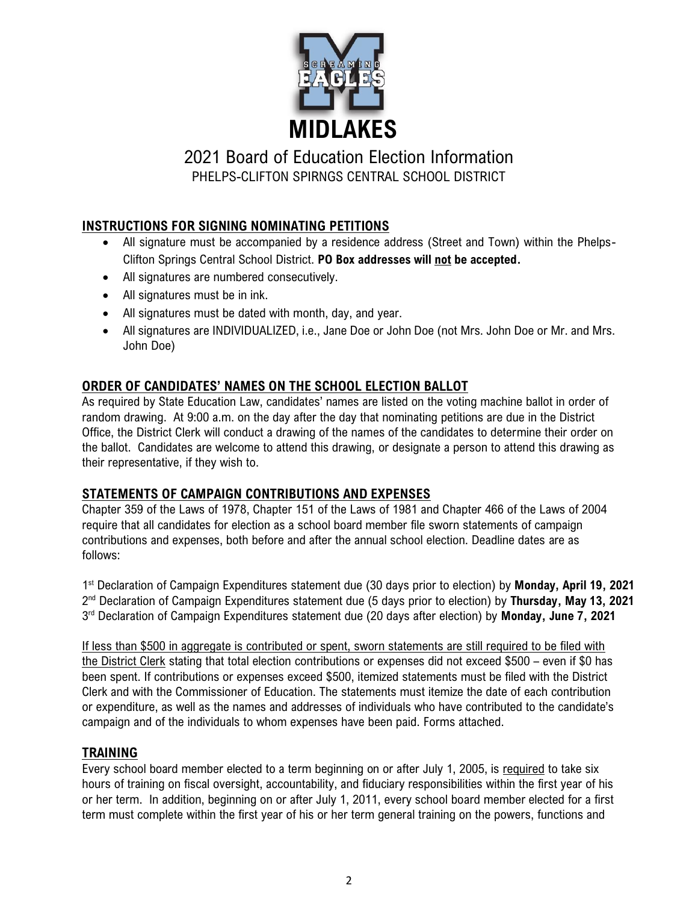# MIDLAKES

## 2021 Board of Education Election Information

PHELPS-CLIFTON SPIRNGS CENTRAL SCHOOL DISTRICT

### INSTRUCTIONS FOR SIGNING NOMINATING PETITIONS

- All signature must be accompanied by a residence address (Street and Town) within the Phelps-Clifton Springs Central School District. **PO Box addresses will not be accepted.**
- All signatures are numbered consecutively.
- All signatures must be in ink.
- All signatures must be dated with month, day, and year.
- All signatures are INDIVIDUALIZED, i.e., Jane Doe or John Doe (not Mrs. John Doe or Mr. and Mrs. John Doe)

### ORDER OF CANDIDATES' NAMES ON THE SCHOOL ELECTION BALLOT

As required by State Education Law, candidates' names are listed on the voting machine ballot in order of random drawing. At 9:00 a.m. on the day after the day that nominating petitions are due in the District Office, the District Clerk will conduct a drawing of the names of the candidates to determine their order on the ballot. Candidates are welcome to attend this drawing, or designate a person to attend this drawing as their representative, if they wish to.

### STATEMENTS OF CAMPAIGN CONTRIBUTIONS AND EXPENSES

Chapter 359 of the Laws of 1978, Chapter 151 of the Laws of 1981 and Chapter 466 of the Laws of 2004 require that all candidates for election as a school board member file sworn statements of campaign contributions and expenses, both before and after the annual school election. Deadline dates are as follows:

1st Declaration of Campaign Expenditures statement due (30 days prior to election) by **Monday, April 19, 2021**
2nd Declaration of Campaign Expenditures statement due (5 days prior to election) by **Thursday, May 13, 2021**
3rd Declaration of Campaign Expenditures statement due (20 days after election) by **Monday, June 7, 2021**

If less than $500 in aggregate is contributed or spent, sworn statements are still required to be filed with the District Clerk stating that total election contributions or expenses did not exceed $500 – even if $0 has been spent. If contributions or expenses exceed $500, itemized statements must be filed with the District Clerk and with the Commissioner of Education. The statements must itemize the date of each contribution or expenditure, as well as the names and addresses of individuals who have contributed to the candidate's campaign and of the individuals to whom expenses have been paid. Forms attached.

### TRAINING

Every school board member elected to a term beginning on or after July 1, 2005, is required to take six hours of training on fiscal oversight, accountability, and fiduciary responsibilities within the first year of his or her term. In addition, beginning on or after July 1, 2011, every school board member elected for a first term must complete within the first year of his or her term general training on the powers, functions and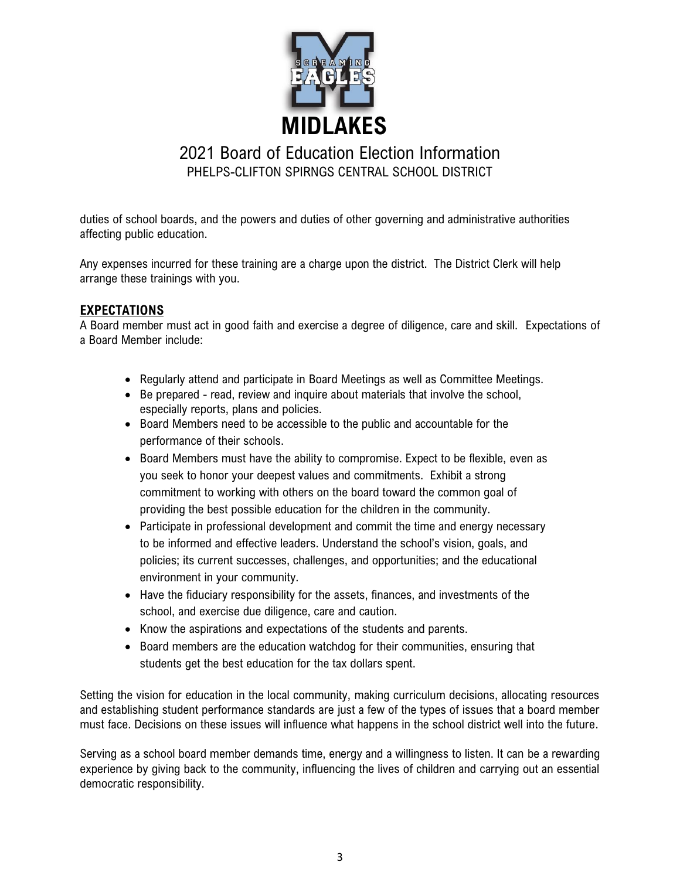duties of school boards, and the powers and duties of other governing and administrative authorities affecting public education.

Any expenses incurred for these training are a charge upon the district. The District Clerk will help arrange these trainings with you.

## EXPECTATIONS

A Board member must act in good faith and exercise a degree of diligence, care and skill. Expectations of a Board Member include:

- Regularly attend and participate in Board Meetings as well as Committee Meetings.
- Be prepared - read, review and inquire about materials that involve the school, especially reports, plans and policies.
- Board Members need to be accessible to the public and accountable for the performance of their schools.
- Board Members must have the ability to compromise. Expect to be flexible, even as you seek to honor your deepest values and commitments. Exhibit a strong commitment to working with others on the board toward the common goal of providing the best possible education for the children in the community.
- Participate in professional development and commit the time and energy necessary to be informed and effective leaders. Understand the school's vision, goals, and policies; its current successes, challenges, and opportunities; and the educational environment in your community.
- Have the fiduciary responsibility for the assets, finances, and investments of the school, and exercise due diligence, care and caution.
- Know the aspirations and expectations of the students and parents.
- Board members are the education watchdog for their communities, ensuring that students get the best education for the tax dollars spent.

Setting the vision for education in the local community, making curriculum decisions, allocating resources and establishing student performance standards are just a few of the types of issues that a board member must face. Decisions on these issues will influence what happens in the school district well into the future.

Serving as a school board member demands time, energy and a willingness to listen. It can be a rewarding experience by giving back to the community, influencing the lives of children and carrying out an essential democratic responsibility.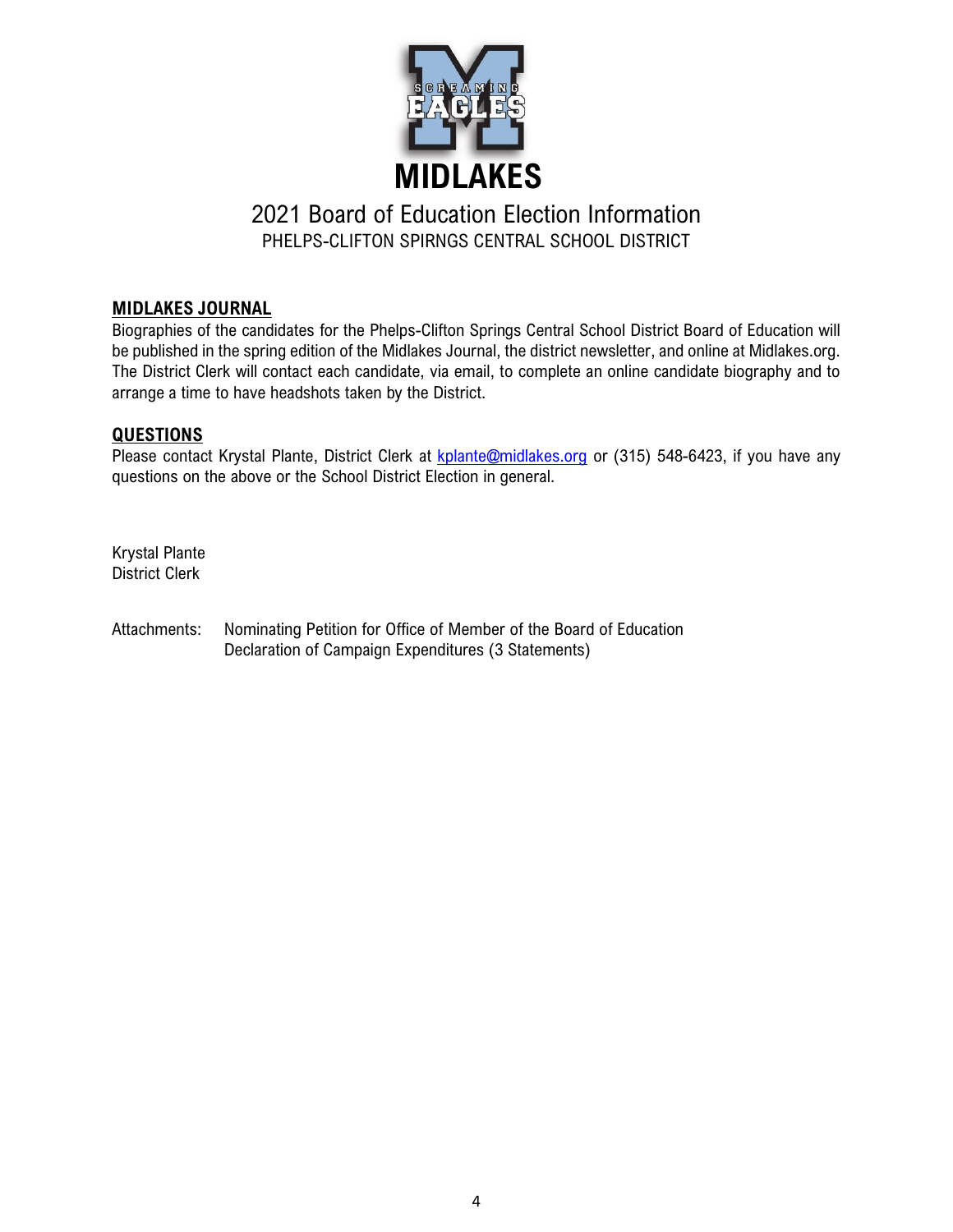# MIDLAKES

## 2021 Board of Education Election Information

PHELPS-CLIFTON SPIRNGS CENTRAL SCHOOL DISTRICT

**MIDLAKES JOURNAL**

Biographies of the candidates for the Phelps-Clifton Springs Central School District Board of Education will be published in the spring edition of the Midlakes Journal, the district newsletter, and online at Midlakes.org. The District Clerk will contact each candidate, via email, to complete an online candidate biography and to arrange a time to have headshots taken by the District.

**QUESTIONS**

Please contact Krystal Plante, District Clerk at kplante@midlakes.org or (315) 548-6423, if you have any questions on the above or the School District Election in general.

Krystal Plante
District Clerk

Attachments: Nominating Petition for Office of Member of the Board of Education
Declaration of Campaign Expenditures (3 Statements)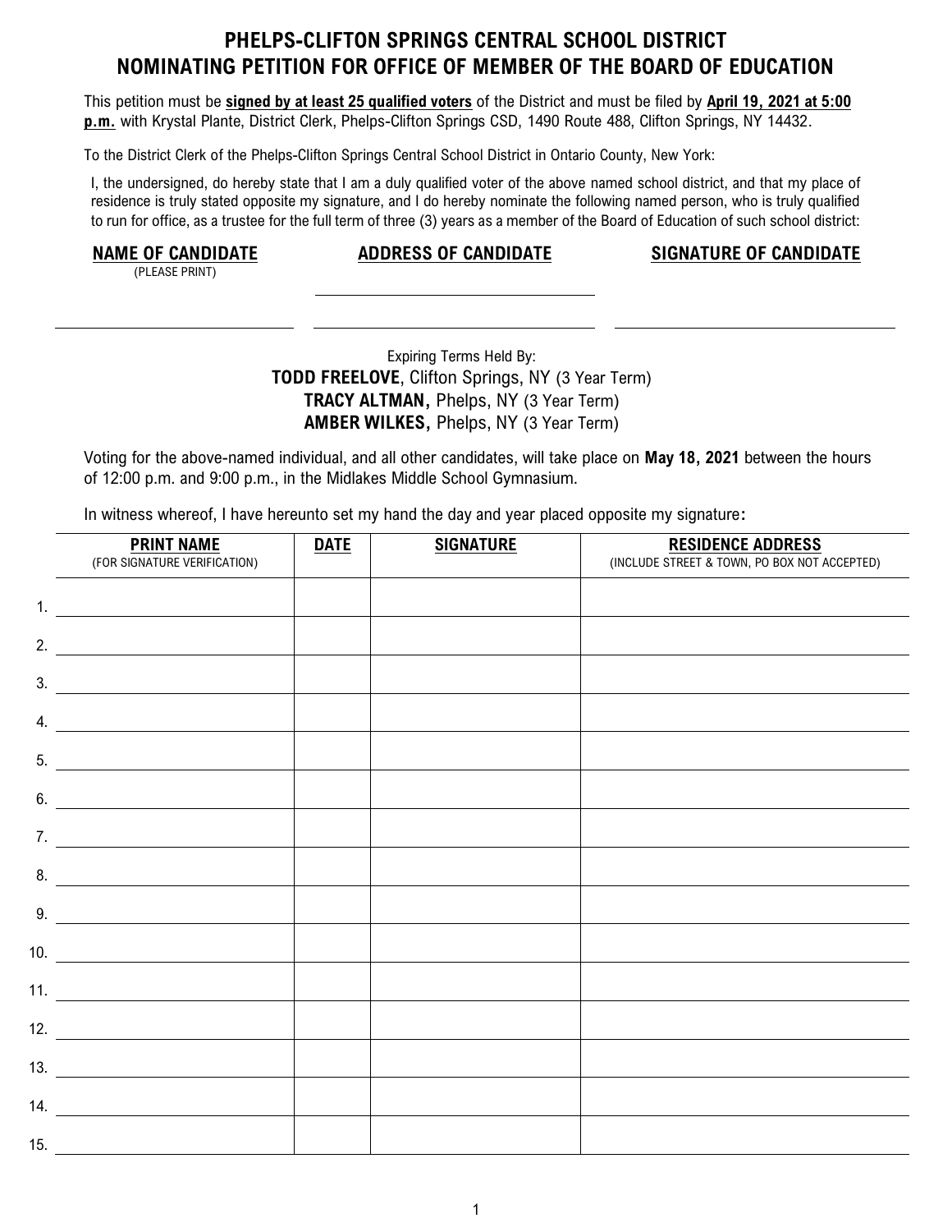# PHELPS-CLIFTON SPRINGS CENTRAL SCHOOL DISTRICT
# NOMINATING PETITION FOR OFFICE OF MEMBER OF THE BOARD OF EDUCATION

This petition must be **signed by at least 25 qualified voters** of the District and must be filed by **April 19, 2021 at 5:00 p.m.** with Krystal Plante, District Clerk, Phelps-Clifton Springs CSD, 1490 Route 488, Clifton Springs, NY 14432.

To the District Clerk of the Phelps-Clifton Springs Central School District in Ontario County, New York:

I, the undersigned, do hereby state that I am a duly qualified voter of the above named school district, and that my place of residence is truly stated opposite my signature, and I do hereby nominate the following named person, who is truly qualified to run for office, as a trustee for the full term of three (3) years as a member of the Board of Education of such school district:

| **NAME OF CANDIDATE** (PLEASE PRINT) | **ADDRESS OF CANDIDATE** | **SIGNATURE OF CANDIDATE** |
|---|---|---|
| | | |

Expiring Terms Held By:
**TODD FREELOVE**, Clifton Springs, NY (3 Year Term)
**TRACY ALTMAN,** Phelps, NY (3 Year Term)
**AMBER WILKES,** Phelps, NY (3 Year Term)

Voting for the above-named individual, and all other candidates, will take place on **May 18, 2021** between the hours of 12:00 p.m. and 9:00 p.m., in the Midlakes Middle School Gymnasium.

In witness whereof, I have hereunto set my hand the day and year placed opposite my signature**:**

| | **PRINT NAME** (FOR SIGNATURE VERIFICATION) | **DATE** | **SIGNATURE** | **RESIDENCE ADDRESS** (INCLUDE STREET & TOWN, PO BOX NOT ACCEPTED) |
|---|---|---|---|---|
| 1. | | | | |
| 2. | | | | |
| 3. | | | | |
| 4. | | | | |
| 5. | | | | |
| 6. | | | | |
| 7. | | | | |
| 8. | | | | |
| 9. | | | | |
| 10. | | | | |
| 11. | | | | |
| 12. | | | | |
| 13. | | | | |
| 14. | | | | |
| 15. | | | | |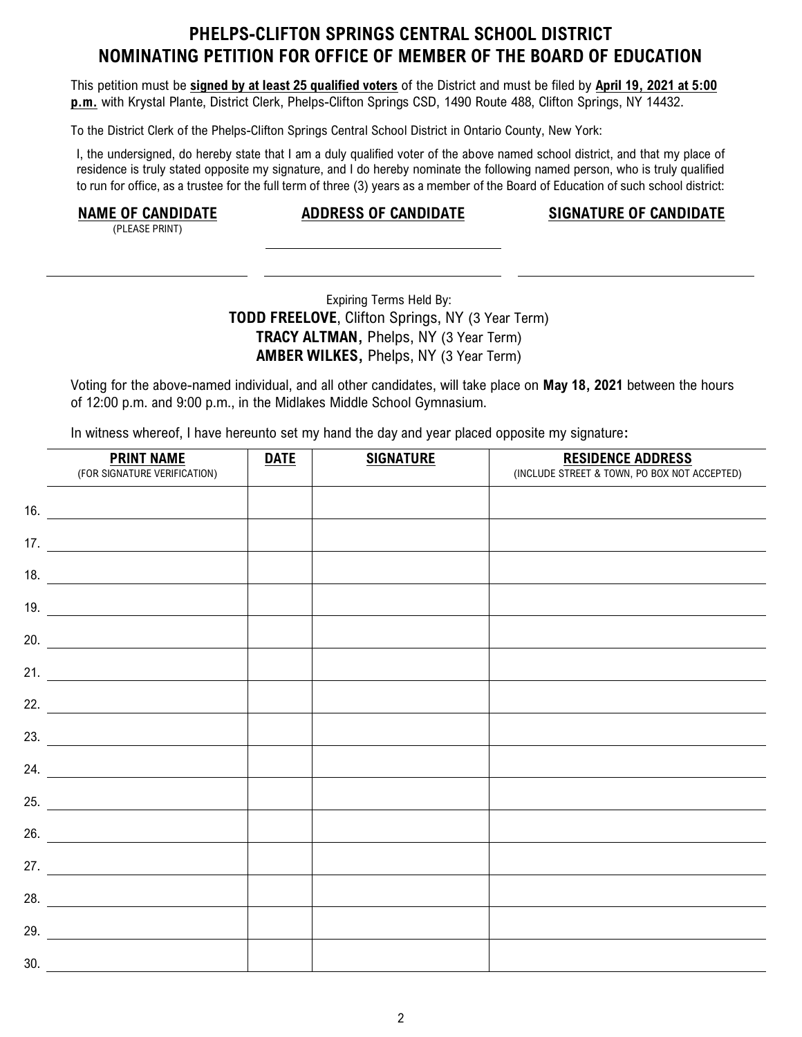# PHELPS-CLIFTON SPRINGS CENTRAL SCHOOL DISTRICT
# NOMINATING PETITION FOR OFFICE OF MEMBER OF THE BOARD OF EDUCATION

This petition must be **signed by at least 25 qualified voters** of the District and must be filed by **April 19, 2021 at 5:00 p.m.** with Krystal Plante, District Clerk, Phelps-Clifton Springs CSD, 1490 Route 488, Clifton Springs, NY 14432.

To the District Clerk of the Phelps-Clifton Springs Central School District in Ontario County, New York:

I, the undersigned, do hereby state that I am a duly qualified voter of the above named school district, and that my place of residence is truly stated opposite my signature, and I do hereby nominate the following named person, who is truly qualified to run for office, as a trustee for the full term of three (3) years as a member of the Board of Education of such school district:

| **NAME OF CANDIDATE** (PLEASE PRINT) | **ADDRESS OF CANDIDATE** | **SIGNATURE OF CANDIDATE** |
|---|---|---|
| | | |

Expiring Terms Held By:
**TODD FREELOVE**, Clifton Springs, NY (3 Year Term)
**TRACY ALTMAN,** Phelps, NY (3 Year Term)
**AMBER WILKES,** Phelps, NY (3 Year Term)

Voting for the above-named individual, and all other candidates, will take place on **May 18, 2021** between the hours of 12:00 p.m. and 9:00 p.m., in the Midlakes Middle School Gymnasium.

In witness whereof, I have hereunto set my hand the day and year placed opposite my signature**:**

| | **PRINT NAME** (FOR SIGNATURE VERIFICATION) | **DATE** | **SIGNATURE** | **RESIDENCE ADDRESS** (INCLUDE STREET & TOWN, PO BOX NOT ACCEPTED) |
|---|---|---|---|---|
| 16. | | | | |
| 17. | | | | |
| 18. | | | | |
| 19. | | | | |
| 20. | | | | |
| 21. | | | | |
| 22. | | | | |
| 23. | | | | |
| 24. | | | | |
| 25. | | | | |
| 26. | | | | |
| 27. | | | | |
| 28. | | | | |
| 29. | | | | |
| 30. | | | | |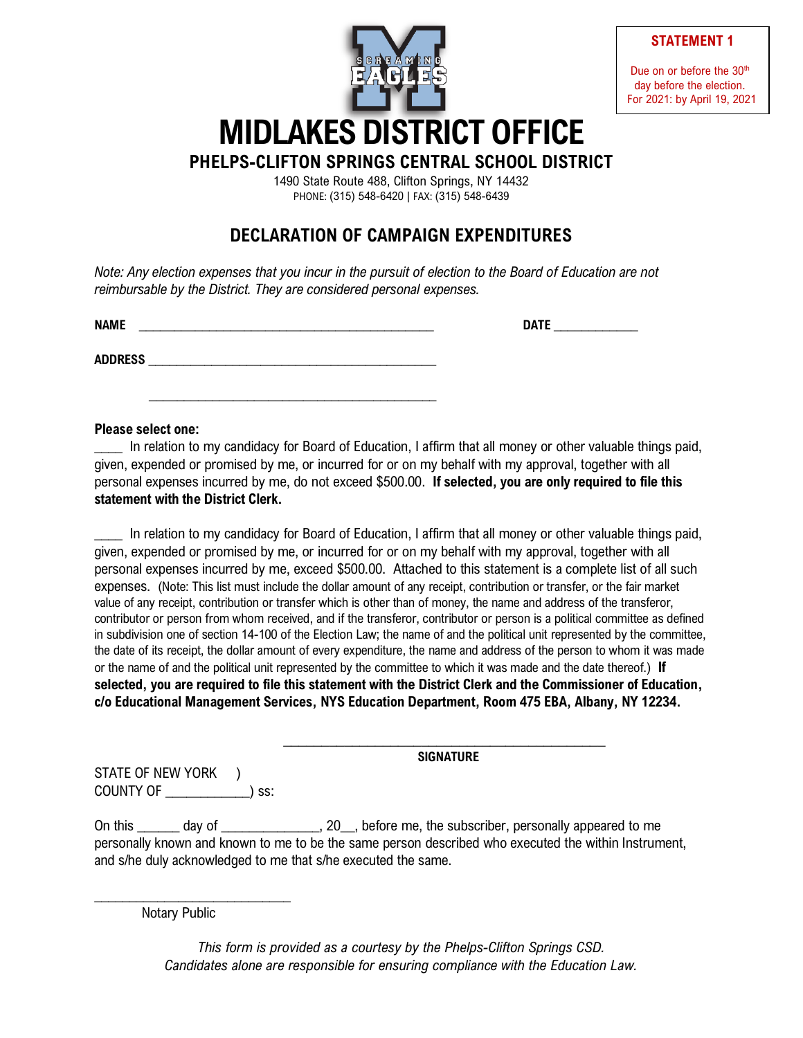**STATEMENT 1**

Due on or before the 30th day before the election. For 2021: by April 19, 2021

# MIDLAKES DISTRICT OFFICE

## PHELPS-CLIFTON SPRINGS CENTRAL SCHOOL DISTRICT

1490 State Route 488, Clifton Springs, NY 14432
PHONE: (315) 548-6420 | FAX: (315) 548-6439

## DECLARATION OF CAMPAIGN EXPENDITURES

*Note: Any election expenses that you incur in the pursuit of election to the Board of Education are not reimbursable by the District. They are considered personal expenses.*

**NAME** ______________________________________________ **DATE** _____________

**ADDRESS** ______________________________________________

______________________________________________

**Please select one:**

____ In relation to my candidacy for Board of Education, I affirm that all money or other valuable things paid, given, expended or promised by me, or incurred for or on my behalf with my approval, together with all personal expenses incurred by me, do not exceed $500.00. **If selected, you are only required to file this statement with the District Clerk.**

____ In relation to my candidacy for Board of Education, I affirm that all money or other valuable things paid, given, expended or promised by me, or incurred for or on my behalf with my approval, together with all personal expenses incurred by me, exceed $500.00. Attached to this statement is a complete list of all such expenses. (Note: This list must include the dollar amount of any receipt, contribution or transfer, or the fair market value of any receipt, contribution or transfer which is other than of money, the name and address of the transferor, contributor or person from whom received, and if the transferor, contributor or person is a political committee as defined in subdivision one of section 14-100 of the Election Law; the name of and the political unit represented by the committee, the date of its receipt, the dollar amount of every expenditure, the name and address of the person to whom it was made or the name of and the political unit represented by the committee to which it was made and the date thereof.) **If selected, you are required to file this statement with the District Clerk and the Commissioner of Education, c/o Educational Management Services, NYS Education Department, Room 475 EBA, Albany, NY 12234.**

______________________________________________
**SIGNATURE**

STATE OF NEW YORK )
COUNTY OF ____________) ss:

On this ______ day of ______________, 20__, before me, the subscriber, personally appeared to me personally known and known to me to be the same person described who executed the within Instrument, and s/he duly acknowledged to me that s/he executed the same.

____________________________
Notary Public

*This form is provided as a courtesy by the Phelps-Clifton Springs CSD. Candidates alone are responsible for ensuring compliance with the Education Law.*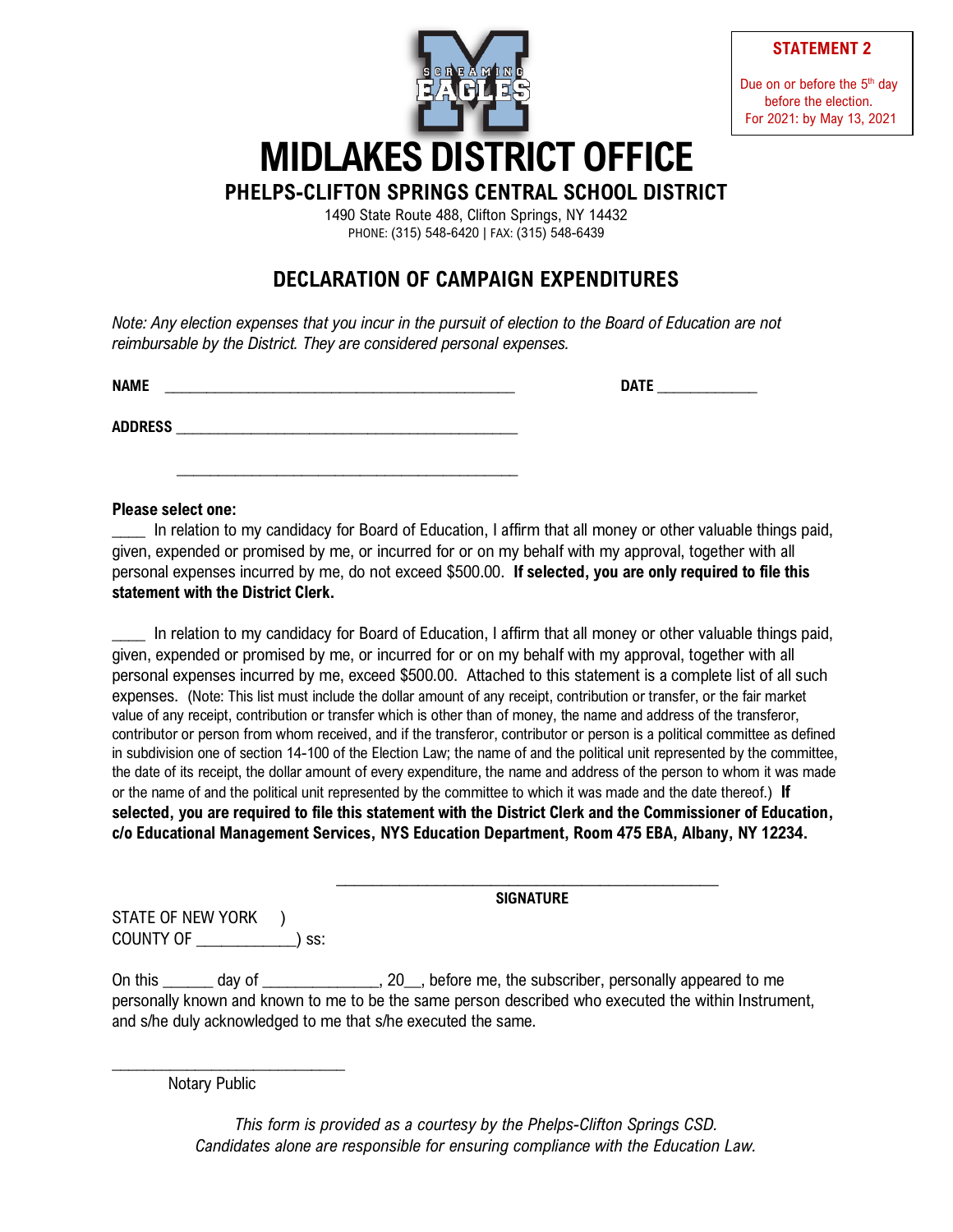**STATEMENT 2**

Due on or before the 5th day before the election.
For 2021: by May 13, 2021

# MIDLAKES DISTRICT OFFICE

## PHELPS-CLIFTON SPRINGS CENTRAL SCHOOL DISTRICT

1490 State Route 488, Clifton Springs, NY 14432
PHONE: (315) 548-6420 | FAX: (315) 548-6439

## DECLARATION OF CAMPAIGN EXPENDITURES

*Note: Any election expenses that you incur in the pursuit of election to the Board of Education are not reimbursable by the District. They are considered personal expenses.*

**NAME** ______________________________________________ **DATE** _____________

**ADDRESS** ______________________________________________

______________________________________________

**Please select one:**

____ In relation to my candidacy for Board of Education, I affirm that all money or other valuable things paid, given, expended or promised by me, or incurred for or on my behalf with my approval, together with all personal expenses incurred by me, do not exceed $500.00. **If selected, you are only required to file this statement with the District Clerk.**

____ In relation to my candidacy for Board of Education, I affirm that all money or other valuable things paid, given, expended or promised by me, or incurred for or on my behalf with my approval, together with all personal expenses incurred by me, exceed $500.00. Attached to this statement is a complete list of all such expenses. (Note: This list must include the dollar amount of any receipt, contribution or transfer, or the fair market value of any receipt, contribution or transfer which is other than of money, the name and address of the transferor, contributor or person from whom received, and if the transferor, contributor or person is a political committee as defined in subdivision one of section 14-100 of the Election Law; the name of and the political unit represented by the committee, the date of its receipt, the dollar amount of every expenditure, the name and address of the person to whom it was made or the name of and the political unit represented by the committee to which it was made and the date thereof.) **If selected, you are required to file this statement with the District Clerk and the Commissioner of Education, c/o Educational Management Services, NYS Education Department, Room 475 EBA, Albany, NY 12234.**

______________________________________________
**SIGNATURE**

STATE OF NEW YORK )
COUNTY OF ____________) ss:

On this ______ day of ______________, 20__, before me, the subscriber, personally appeared to me personally known and known to me to be the same person described who executed the within Instrument, and s/he duly acknowledged to me that s/he executed the same.

____________________________
Notary Public

*This form is provided as a courtesy by the Phelps-Clifton Springs CSD.*
*Candidates alone are responsible for ensuring compliance with the Education Law.*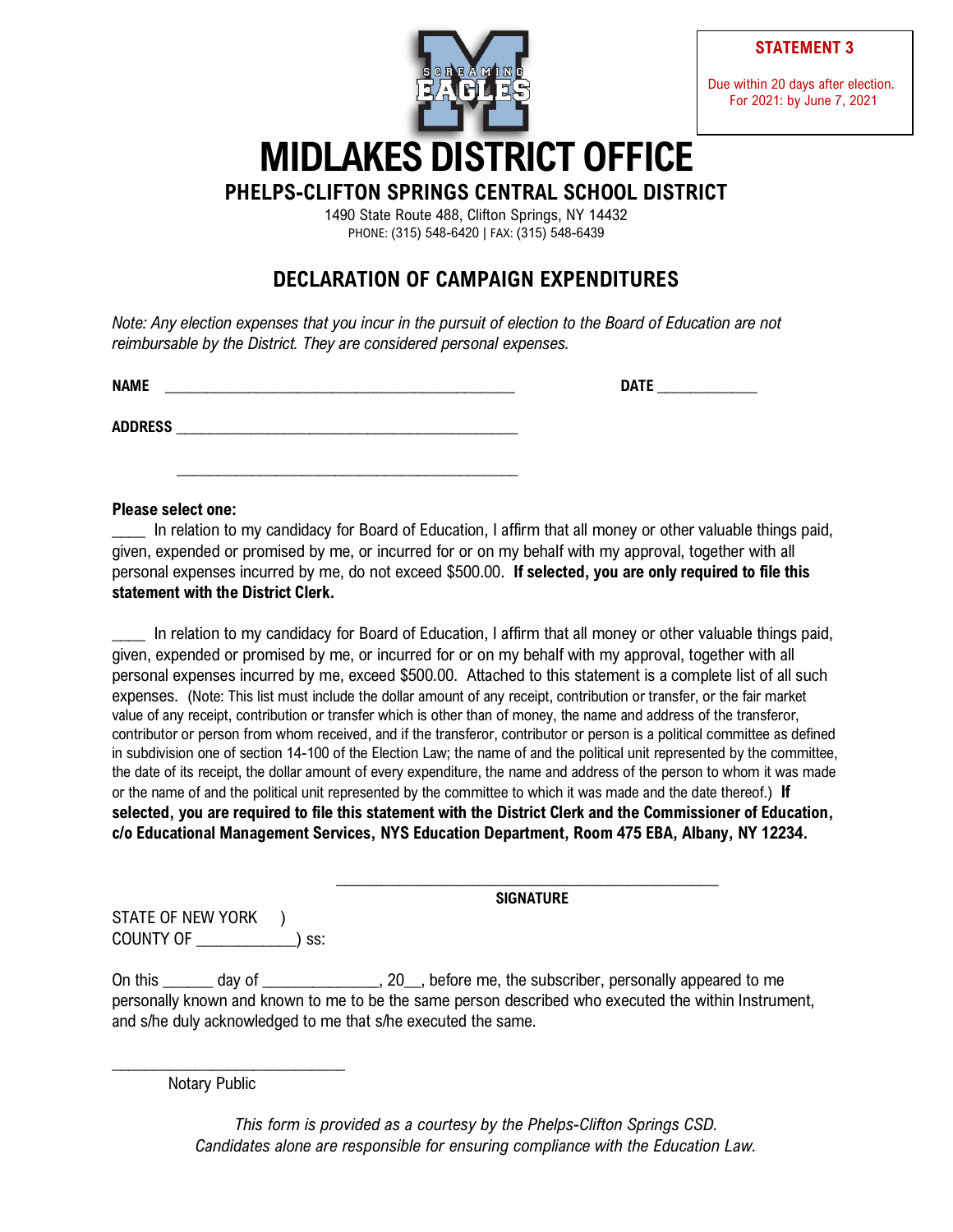**STATEMENT 3**

Due within 20 days after election.
For 2021: by June 7, 2021

# MIDLAKES DISTRICT OFFICE

## PHELPS-CLIFTON SPRINGS CENTRAL SCHOOL DISTRICT

1490 State Route 488, Clifton Springs, NY 14432
PHONE: (315) 548-6420 | FAX: (315) 548-6439

## DECLARATION OF CAMPAIGN EXPENDITURES

*Note: Any election expenses that you incur in the pursuit of election to the Board of Education are not reimbursable by the District. They are considered personal expenses.*

**NAME** _____________________________________________ **DATE** _____________

**ADDRESS** ____________________________________________

____________________________________________

**Please select one:**

____ In relation to my candidacy for Board of Education, I affirm that all money or other valuable things paid, given, expended or promised by me, or incurred for or on my behalf with my approval, together with all personal expenses incurred by me, do not exceed $500.00. **If selected, you are only required to file this statement with the District Clerk.**

____ In relation to my candidacy for Board of Education, I affirm that all money or other valuable things paid, given, expended or promised by me, or incurred for or on my behalf with my approval, together with all personal expenses incurred by me, exceed $500.00. Attached to this statement is a complete list of all such expenses. (Note: This list must include the dollar amount of any receipt, contribution or transfer, or the fair market value of any receipt, contribution or transfer which is other than of money, the name and address of the transferor, contributor or person from whom received, and if the transferor, contributor or person is a political committee as defined in subdivision one of section 14-100 of the Election Law; the name of and the political unit represented by the committee, the date of its receipt, the dollar amount of every expenditure, the name and address of the person to whom it was made or the name of and the political unit represented by the committee to which it was made and the date thereof.) **If selected, you are required to file this statement with the District Clerk and the Commissioner of Education, c/o Educational Management Services, NYS Education Department, Room 475 EBA, Albany, NY 12234.**

_____________________________________________
**SIGNATURE**

STATE OF NEW YORK )
COUNTY OF ____________) ss:

On this ______ day of ______________, 20__, before me, the subscriber, personally appeared to me personally known and known to me to be the same person described who executed the within Instrument, and s/he duly acknowledged to me that s/he executed the same.

____________________________
Notary Public

*This form is provided as a courtesy by the Phelps-Clifton Springs CSD.*
*Candidates alone are responsible for ensuring compliance with the Education Law.*